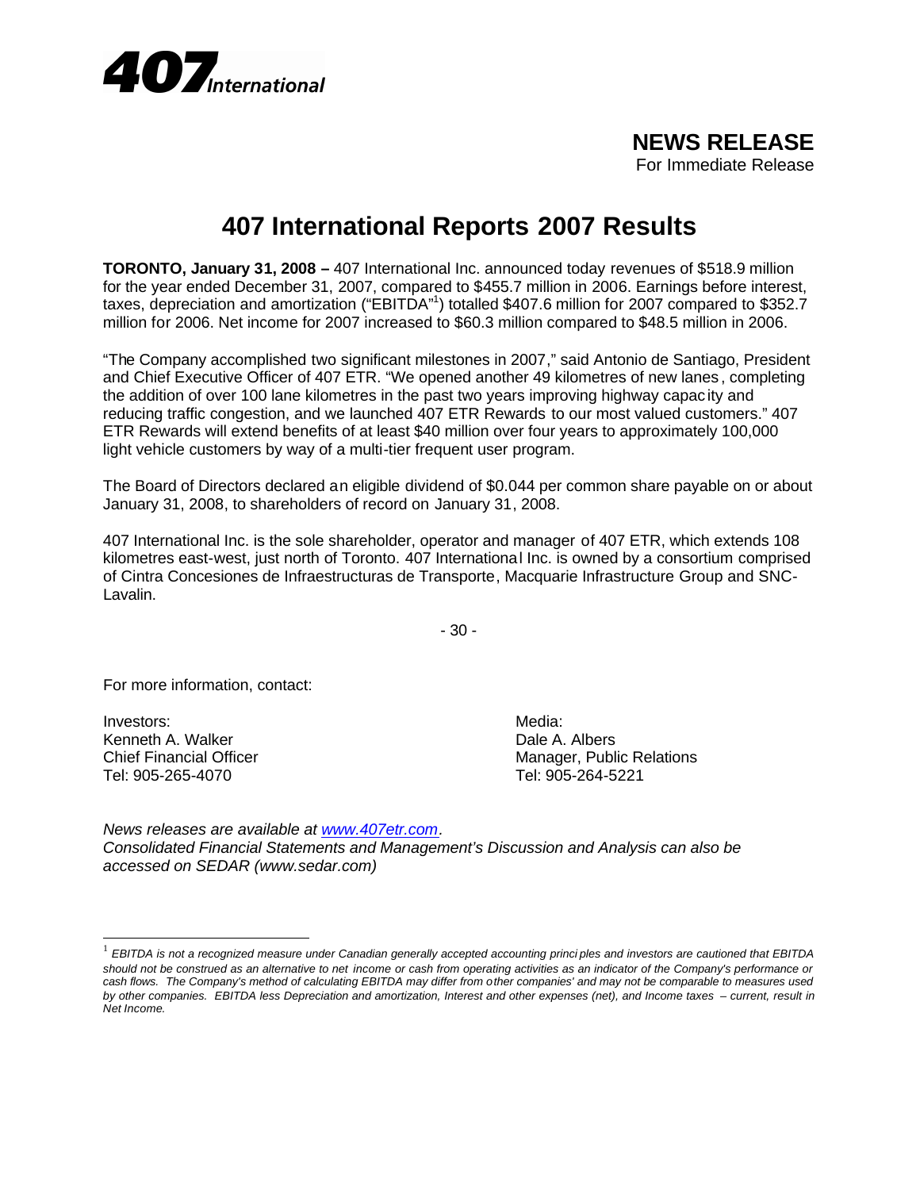**407** *International*

**NEWS RELEASE**
For Immediate Release

# 407 International Reports 2007 Results

**TORONTO, January 31, 2008 –** 407 International Inc. announced today revenues of $518.9 million for the year ended December 31, 2007, compared to $455.7 million in 2006. Earnings before interest, taxes, depreciation and amortization ("EBITDA"[1]) totalled $407.6 million for 2007 compared to $352.7 million for 2006. Net income for 2007 increased to $60.3 million compared to $48.5 million in 2006.

"The Company accomplished two significant milestones in 2007," said Antonio de Santiago, President and Chief Executive Officer of 407 ETR. "We opened another 49 kilometres of new lanes, completing the addition of over 100 lane kilometres in the past two years improving highway capacity and reducing traffic congestion, and we launched 407 ETR Rewards to our most valued customers." 407 ETR Rewards will extend benefits of at least $40 million over four years to approximately 100,000 light vehicle customers by way of a multi-tier frequent user program.

The Board of Directors declared an eligible dividend of $0.044 per common share payable on or about January 31, 2008, to shareholders of record on January 31, 2008.

407 International Inc. is the sole shareholder, operator and manager of 407 ETR, which extends 108 kilometres east-west, just north of Toronto. 407 International Inc. is owned by a consortium comprised of Cintra Concesiones de Infraestructuras de Transporte, Macquarie Infrastructure Group and SNC-Lavalin.

- 30 -

For more information, contact:

Investors:
Kenneth A. Walker
Chief Financial Officer
Tel: 905-265-4070

Media:
Dale A. Albers
Manager, Public Relations
Tel: 905-264-5221

*News releases are available at [www.407etr.com](http://www.407etr.com).*
*Consolidated Financial Statements and Management's Discussion and Analysis can also be accessed on SEDAR (www.sedar.com)*

---

[1] *EBITDA is not a recognized measure under Canadian generally accepted accounting principles and investors are cautioned that EBITDA should not be construed as an alternative to net income or cash from operating activities as an indicator of the Company's performance or cash flows. The Company's method of calculating EBITDA may differ from other companies' and may not be comparable to measures used by other companies. EBITDA less Depreciation and amortization, Interest and other expenses (net), and Income taxes – current, result in Net Income.*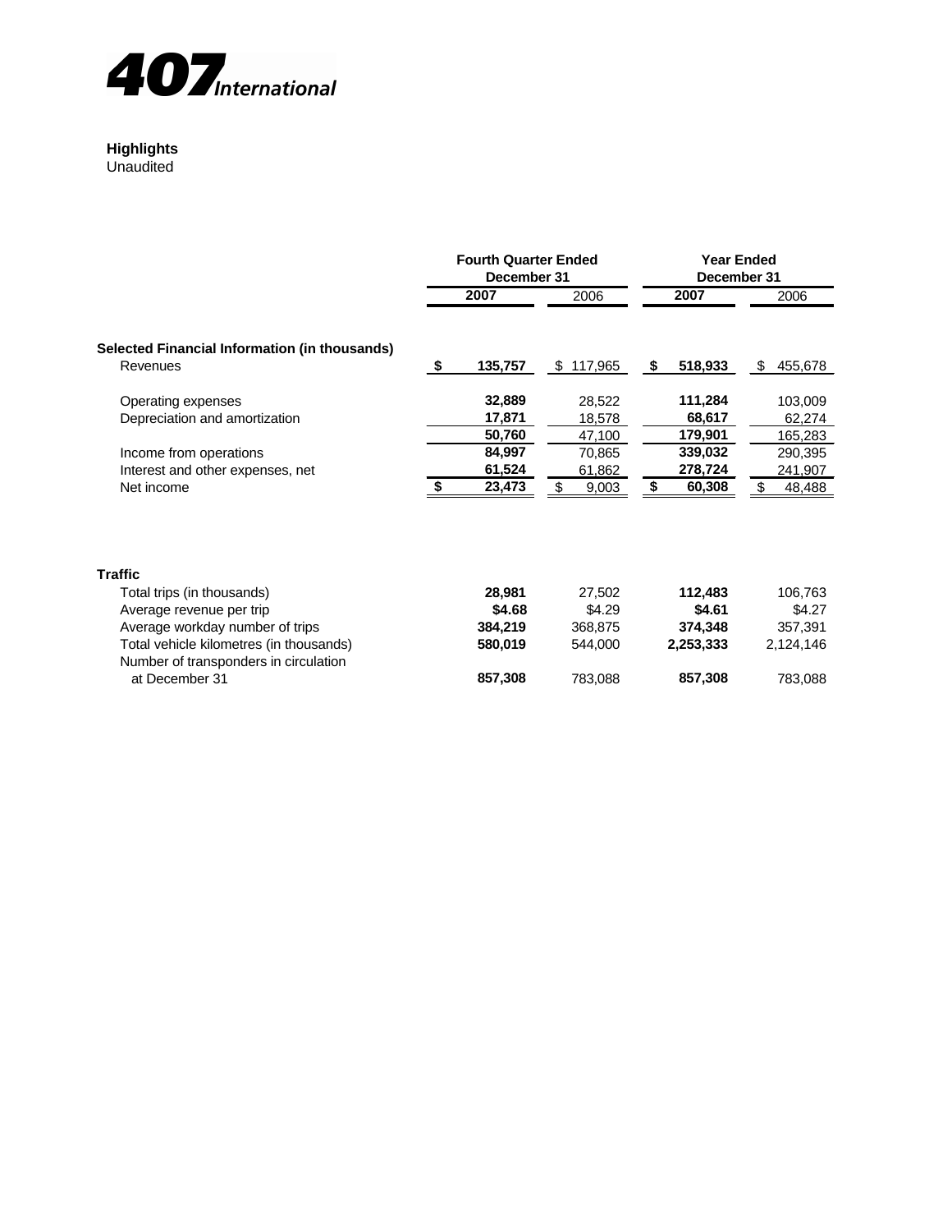# 407 International

**Highlights**
Unaudited

| | Fourth Quarter Ended December 31 | | Year Ended December 31 | |
|---|---|---|---|---|
| | **2007** | 2006 | **2007** | 2006 |
| **Selected Financial Information (in thousands)** | | | | |
| Revenues | **$ 135,757** | $ 117,965 | **$ 518,933** | $ 455,678 |
| Operating expenses | **32,889** | 28,522 | **111,284** | 103,009 |
| Depreciation and amortization | **17,871** | 18,578 | **68,617** | 62,274 |
| | **50,760** | 47,100 | **179,901** | 165,283 |
| Income from operations | **84,997** | 70,865 | **339,032** | 290,395 |
| Interest and other expenses, net | **61,524** | 61,862 | **278,724** | 241,907 |
| Net income | **$ 23,473** | $ 9,003 | **$ 60,308** | $ 48,488 |
| **Traffic** | | | | |
| Total trips (in thousands) | **28,981** | 27,502 | **112,483** | 106,763 |
| Average revenue per trip | **$4.68** | $4.29 | **$4.61** | $4.27 |
| Average workday number of trips | **384,219** | 368,875 | **374,348** | 357,391 |
| Total vehicle kilometres (in thousands) | **580,019** | 544,000 | **2,253,333** | 2,124,146 |
| Number of transponders in circulation at December 31 | **857,308** | 783,088 | **857,308** | 783,088 |